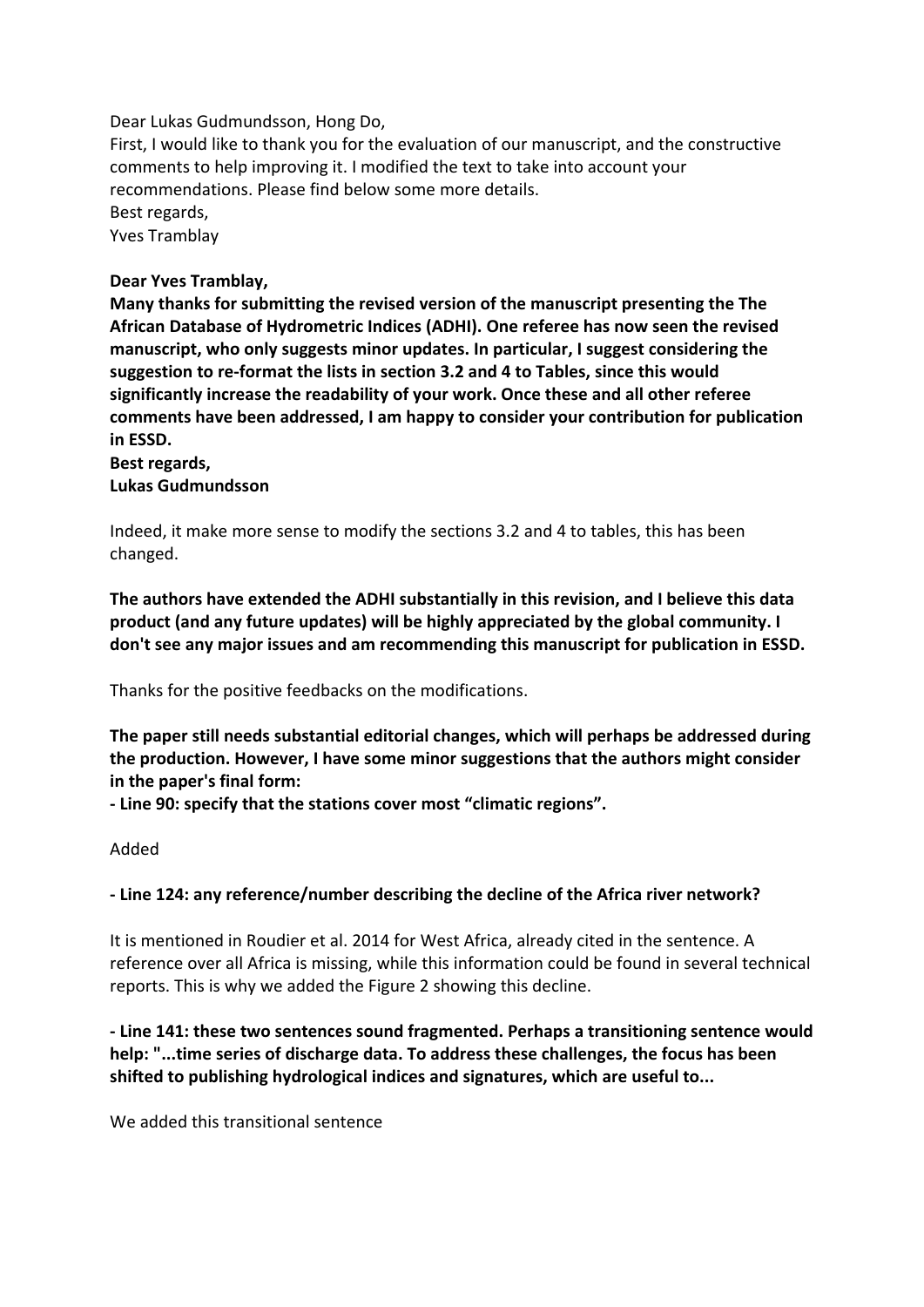Dear Lukas Gudmundsson, Hong Do,

First, I would like to thank you for the evaluation of our manuscript, and the constructive comments to help improving it. I modified the text to take into account your recommendations. Please find below some more details.

Best regards,

Yves Tramblay

**Dear Yves Tramblay,**

**Many thanks for submitting the revised version of the manuscript presenting the The African Database of Hydrometric Indices (ADHI). One referee has now seen the revised manuscript, who only suggests minor updates. In particular, I suggest considering the suggestion to re-format the lists in section 3.2 and 4 to Tables, since this would significantly increase the readability of your work. Once these and all other referee comments have been addressed, I am happy to consider your contribution for publication in ESSD.**

**Best regards,**

**Lukas Gudmundsson**

Indeed, it make more sense to modify the sections 3.2 and 4 to tables, this has been changed.

**The authors have extended the ADHI substantially in this revision, and I believe this data product (and any future updates) will be highly appreciated by the global community. I don't see any major issues and am recommending this manuscript for publication in ESSD.**

Thanks for the positive feedbacks on the modifications.

**The paper still needs substantial editorial changes, which will perhaps be addressed during the production. However, I have some minor suggestions that the authors might consider in the paper's final form:**

**- Line 90: specify that the stations cover most "climatic regions".**

Added

**- Line 124: any reference/number describing the decline of the Africa river network?**

It is mentioned in Roudier et al. 2014 for West Africa, already cited in the sentence. A reference over all Africa is missing, while this information could be found in several technical reports. This is why we added the Figure 2 showing this decline.

**- Line 141: these two sentences sound fragmented. Perhaps a transitioning sentence would help: "...time series of discharge data. To address these challenges, the focus has been shifted to publishing hydrological indices and signatures, which are useful to...**

We added this transitional sentence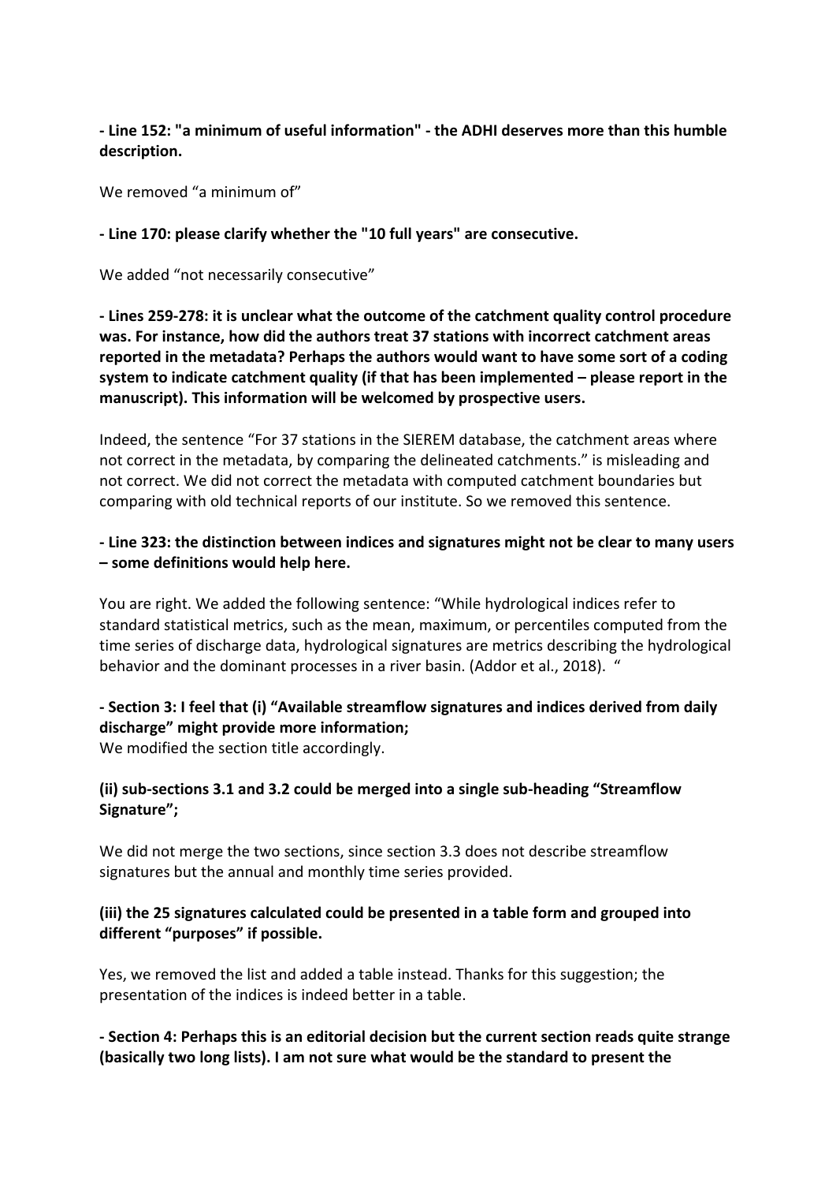**- Line 152: "a minimum of useful information" - the ADHI deserves more than this humble description.**

We removed “a minimum of”

**- Line 170: please clarify whether the "10 full years" are consecutive.**

We added “not necessarily consecutive”

**- Lines 259-278: it is unclear what the outcome of the catchment quality control procedure was. For instance, how did the authors treat 37 stations with incorrect catchment areas reported in the metadata? Perhaps the authors would want to have some sort of a coding system to indicate catchment quality (if that has been implemented – please report in the manuscript). This information will be welcomed by prospective users.**

Indeed, the sentence “For 37 stations in the SIEREM database, the catchment areas where not correct in the metadata, by comparing the delineated catchments.” is misleading and not correct. We did not correct the metadata with computed catchment boundaries but comparing with old technical reports of our institute. So we removed this sentence.

**- Line 323: the distinction between indices and signatures might not be clear to many users – some definitions would help here.**

You are right. We added the following sentence: “While hydrological indices refer to standard statistical metrics, such as the mean, maximum, or percentiles computed from the time series of discharge data, hydrological signatures are metrics describing the hydrological behavior and the dominant processes in a river basin. (Addor et al., 2018). “

**- Section 3: I feel that (i) “Available streamflow signatures and indices derived from daily discharge” might provide more information;**
We modified the section title accordingly.

**(ii) sub-sections 3.1 and 3.2 could be merged into a single sub-heading “Streamflow Signature”;**

We did not merge the two sections, since section 3.3 does not describe streamflow signatures but the annual and monthly time series provided.

**(iii) the 25 signatures calculated could be presented in a table form and grouped into different “purposes” if possible.**

Yes, we removed the list and added a table instead. Thanks for this suggestion; the presentation of the indices is indeed better in a table.

**- Section 4: Perhaps this is an editorial decision but the current section reads quite strange (basically two long lists). I am not sure what would be the standard to present the**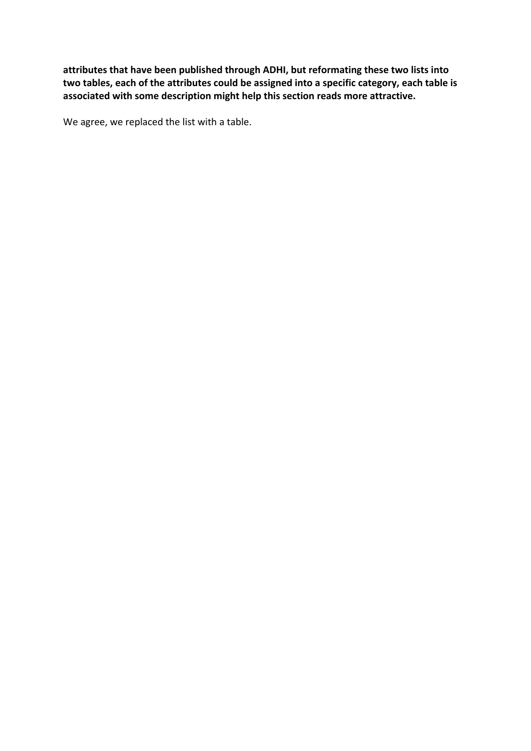**attributes that have been published through ADHI, but reformating these two lists into two tables, each of the attributes could be assigned into a specific category, each table is associated with some description might help this section reads more attractive.**

We agree, we replaced the list with a table.